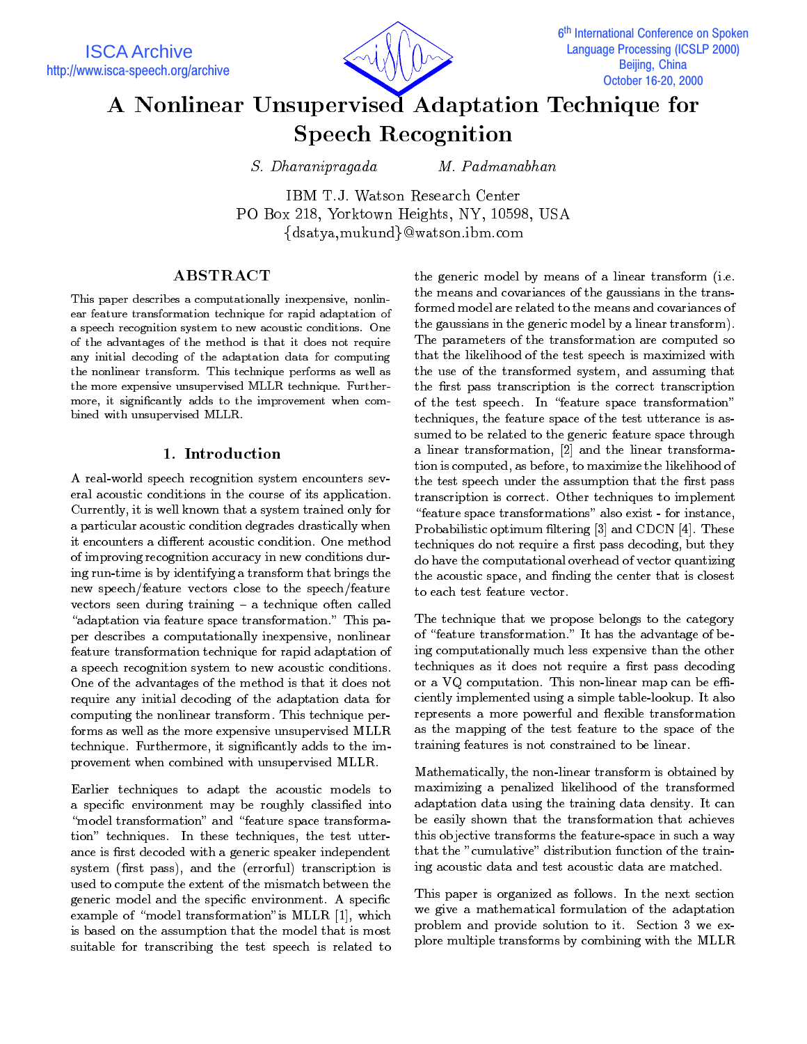# A Nonlinear Unsupervised Adaptation Technique for Speech Recognition

*S. Dharanipragada* *M. Padmanabhan*

IBM T.J. Watson Research Center
PO Box 218, Yorktown Heights, NY, 10598, USA
{dsatya,mukund}@watson.ibm.com

## ABSTRACT

This paper describes a computationally inexpensive, nonlinear feature transformation technique for rapid adaptation of a speech recognition system to new acoustic conditions. One of the advantages of the method is that it does not require any initial decoding of the adaptation data for computing the nonlinear transform. This technique performs as well as the more expensive unsupervised MLLR technique. Furthermore, it significantly adds to the improvement when combined with unsupervised MLLR.

## 1. Introduction

A real-world speech recognition system encounters several acoustic conditions in the course of its application. Currently, it is well known that a system trained only for a particular acoustic condition degrades drastically when it encounters a different acoustic condition. One method of improving recognition accuracy in new conditions during run-time is by identifying a transform that brings the new speech/feature vectors close to the speech/feature vectors seen during training – a technique often called "adaptation via feature space transformation." This paper describes a computationally inexpensive, nonlinear feature transformation technique for rapid adaptation of a speech recognition system to new acoustic conditions. One of the advantages of the method is that it does not require any initial decoding of the adaptation data for computing the nonlinear transform. This technique performs as well as the more expensive unsupervised MLLR technique. Furthermore, it significantly adds to the improvement when combined with unsupervised MLLR.

Earlier techniques to adapt the acoustic models to a specific environment may be roughly classified into "model transformation" and "feature space transformation" techniques. In these techniques, the test utterance is first decoded with a generic speaker independent system (first pass), and the (errorful) transcription is used to compute the extent of the mismatch between the generic model and the specific environment. A specific example of "model transformation" is MLLR [1], which is based on the assumption that the model that is most suitable for transcribing the test speech is related to the generic model by means of a linear transform (i.e. the means and covariances of the gaussians in the transformed model are related to the means and covariances of the gaussians in the generic model by a linear transform). The parameters of the transformation are computed so that the likelihood of the test speech is maximized with the use of the transformed system, and assuming that the first pass transcription is the correct transcription of the test speech. In "feature space transformation" techniques, the feature space of the test utterance is assumed to be related to the generic feature space through a linear transformation, [2] and the linear transformation is computed, as before, to maximize the likelihood of the test speech under the assumption that the first pass transcription is correct. Other techniques to implement "feature space transformations" also exist - for instance, Probabilistic optimum filtering [3] and CDCN [4]. These techniques do not require a first pass decoding, but they do have the computational overhead of vector quantizing the acoustic space, and finding the center that is closest to each test feature vector.

The technique that we propose belongs to the category of "feature transformation." It has the advantage of being computationally much less expensive than the other techniques as it does not require a first pass decoding or a VQ computation. This non-linear map can be efficiently implemented using a simple table-lookup. It also represents a more powerful and flexible transformation as the mapping of the test feature to the space of the training features is not constrained to be linear.

Mathematically, the non-linear transform is obtained by maximizing a penalized likelihood of the transformed adaptation data using the training data density. It can be easily shown that the transformation that achieves this objective transforms the feature-space in such a way that the "cumulative" distribution function of the training acoustic data and test acoustic data are matched.

This paper is organized as follows. In the next section we give a mathematical formulation of the adaptation problem and provide solution to it. Section 3 we explore multiple transforms by combining with the MLLR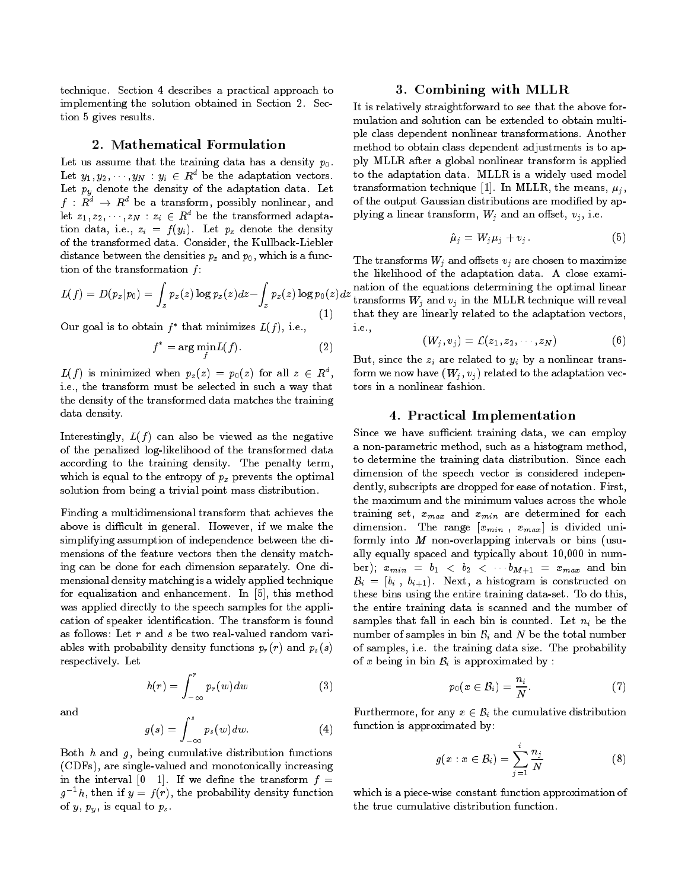technique. Section 4 describes a practical approach to implementing the solution obtained in Section 2. Section 5 gives results.

## 2. Mathematical Formulation

Let us assume that the training data has a density $p_0$. Let $y_1, y_2, \cdots, y_N : y_i \in R^d$ be the adaptation vectors. Let $p_y$ denote the density of the adaptation data. Let $f : R^d \rightarrow R^d$ be a transform, possibly nonlinear, and let $z_1, z_2, \cdots, z_N : z_i \in R^d$ be the transformed adaptation data, i.e., $z_i = f(y_i)$. Let $p_z$ denote the density of the transformed data. Consider, the Kullback-Liebler distance between the densities $p_z$ and $p_0$, which is a function of the transformation $f$:

$$L(f) = D(p_z|p_0) = \int_z p_z(z) \log p_z(z) dz - \int_z p_z(z) \log p_0(z) dz \quad (1)$$

Our goal is to obtain $f^*$ that minimizes $L(f)$, i.e.,

$$f^* = \arg\min_f L(f). \quad (2)$$

$L(f)$ is minimized when $p_z(z) = p_0(z)$ for all $z \in R^d$, i.e., the transform must be selected in such a way that the density of the transformed data matches the training data density.

Interestingly, $L(f)$ can also be viewed as the negative of the penalized log-likelihood of the transformed data according to the training density. The penalty term, which is equal to the entropy of $p_z$ prevents the optimal solution from being a trivial point mass distribution.

Finding a multidimensional transform that achieves the above is difficult in general. However, if we make the simplifying assumption of independence between the dimensions of the feature vectors then the density matching can be done for each dimension separately. One dimensional density matching is a widely applied technique for equalization and enhancement. In [5], this method was applied directly to the speech samples for the application of speaker identification. The transform is found as follows: Let $r$ and $s$ be two real-valued random variables with probability density functions $p_r(r)$ and $p_s(s)$ respectively. Let

$$h(r) = \int_{-\infty}^{r} p_r(w) dw \quad (3)$$

and

$$g(s) = \int_{-\infty}^{s} p_s(w) dw. \quad (4)$$

Both $h$ and $g$, being cumulative distribution functions (CDFs), are single-valued and monotonically increasing in the interval $[0 \;\; 1]$. If we define the transform $f = g^{-1}h$, then if $y = f(r)$, the probability density function of $y$, $p_y$, is equal to $p_s$.

## 3. Combining with MLLR

It is relatively straightforward to see that the above formulation and solution can be extended to obtain multiple class dependent nonlinear transformations. Another method to obtain class dependent adjustments is to apply MLLR after a global nonlinear transform is applied to the adaptation data. MLLR is a widely used model transformation technique [1]. In MLLR, the means, $\mu_j$, of the output Gaussian distributions are modified by applying a linear transform, $W_j$ and an offset, $v_j$, i.e.

$$\hat{\mu}_j = W_j \mu_j + v_j. \quad (5)$$

The transforms $W_j$ and offsets $v_j$ are chosen to maximize the likelihood of the adaptation data. A close examination of the equations determining the optimal linear transforms $W_j$ and $v_j$ in the MLLR technique will reveal that they are linearly related to the adaptation vectors, i.e.,

$$(W_j, v_j) = \mathcal{L}(z_1, z_2, \cdots, z_N) \quad (6)$$

But, since the $z_i$ are related to $y_i$ by a nonlinear transform we now have $(W_j, v_j)$ related to the adaptation vectors in a nonlinear fashion.

## 4. Practical Implementation

Since we have sufficient training data, we can employ a non-parametric method, such as a histogram method, to determine the training data distribution. Since each dimension of the speech vector is considered independently, subscripts are dropped for ease of notation. First, the maximum and the minimum values across the whole training set, $x_{max}$ and $x_{min}$ are determined for each dimension. The range $[x_{min} \, , \, x_{max}]$ is divided uniformly into $M$ non-overlapping intervals or bins (usually equally spaced and typically about 10,000 in number); $x_{min} = b_1 < b_2 < \cdots b_{M+1} = x_{max}$ and bin $\mathcal{B}_i = [b_i \, , \, b_{i+1})$. Next, a histogram is constructed on these bins using the entire training data-set. To do this, the entire training data is scanned and the number of samples that fall in each bin is counted. Let $n_i$ be the number of samples in bin $\mathcal{B}_i$ and $N$ be the total number of samples, i.e. the training data size. The probability of $x$ being in bin $\mathcal{B}_i$ is approximated by :

$$p_0(x \in \mathcal{B}_i) = \frac{n_i}{N}. \quad (7)$$

Furthermore, for any $x \in \mathcal{B}_i$ the cumulative distribution function is approximated by:

$$g(x : x \in \mathcal{B}_i) = \sum_{j=1}^{i} \frac{n_j}{N} \quad (8)$$

which is a piece-wise constant function approximation of the true cumulative distribution function.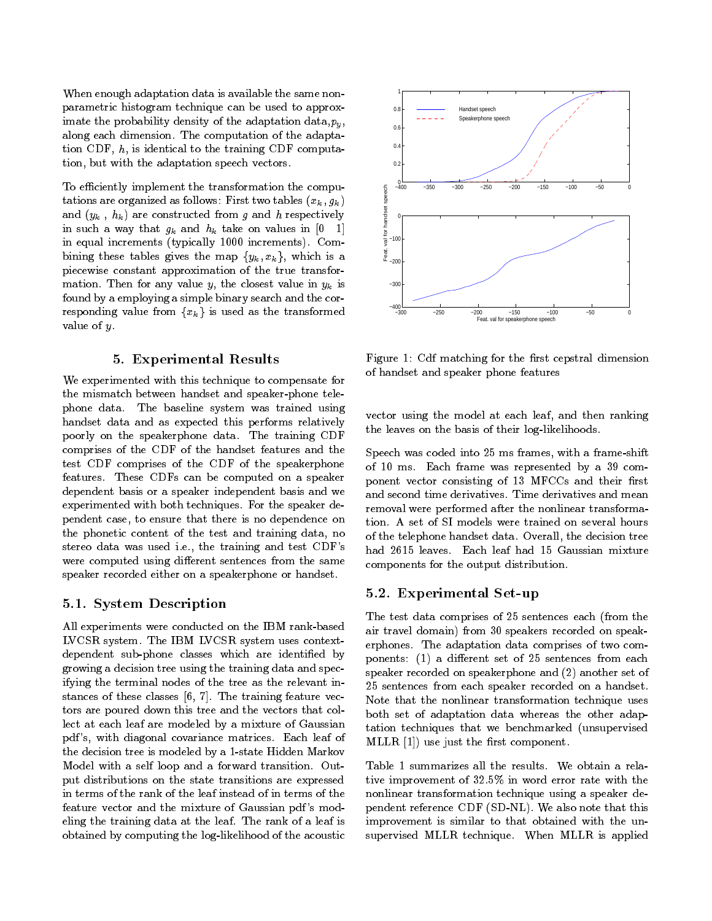When enough adaptation data is available the same non-parametric histogram technique can be used to approximate the probability density of the adaptation data, $p_y$, along each dimension. The computation of the adaptation CDF, $h$, is identical to the training CDF computation, but with the adaptation speech vectors.

To efficiently implement the transformation the computations are organized as follows: First two tables $(x_k, g_k)$ and $(y_k, h_k)$ are constructed from $g$ and $h$ respectively in such a way that $g_k$ and $h_k$ take on values in $[0 \quad 1]$ in equal increments (typically 1000 increments). Combining these tables gives the map $\{y_k, x_k\}$, which is a piecewise constant approximation of the true transformation. Then for any value $y$, the closest value in $y_k$ is found by a employing a simple binary search and the corresponding value from $\{x_k\}$ is used as the transformed value of $y$.

## 5. Experimental Results

We experimented with this technique to compensate for the mismatch between handset and speaker-phone telephone data. The baseline system was trained using handset data and as expected this performs relatively poorly on the speakerphone data. The training CDF comprises of the CDF of the handset features and the test CDF comprises of the CDF of the speakerphone features. These CDFs can be computed on a speaker dependent basis or a speaker independent basis and we experimented with both techniques. For the speaker dependent case, to ensure that there is no dependence on the phonetic content of the test and training data, no stereo data was used i.e., the training and test CDF's were computed using different sentences from the same speaker recorded either on a speakerphone or handset.

### 5.1. System Description

All experiments were conducted on the IBM rank-based LVCSR system. The IBM LVCSR system uses context-dependent sub-phone classes which are identified by growing a decision tree using the training data and specifying the terminal nodes of the tree as the relevant instances of these classes [6, 7]. The training feature vectors are poured down this tree and the vectors that collect at each leaf are modeled by a mixture of Gaussian pdf's, with diagonal covariance matrices. Each leaf of the decision tree is modeled by a 1-state Hidden Markov Model with a self loop and a forward transition. Output distributions on the state transitions are expressed in terms of the rank of the leaf instead of in terms of the feature vector and the mixture of Gaussian pdf's modeling the training data at the leaf. The rank of a leaf is obtained by computing the log-likelihood of the acoustic vector using the model at each leaf, and then ranking the leaves on the basis of their log-likelihoods.

Figure 1: Cdf matching for the first cepstral dimension of handset and speaker phone features

Speech was coded into 25 ms frames, with a frame-shift of 10 ms. Each frame was represented by a 39 component vector consisting of 13 MFCCs and their first and second time derivatives. Time derivatives and mean removal were performed after the nonlinear transformation. A set of SI models were trained on several hours of the telephone handset data. Overall, the decision tree had 2615 leaves. Each leaf had 15 Gaussian mixture components for the output distribution.

### 5.2. Experimental Set-up

The test data comprises of 25 sentences each (from the air travel domain) from 30 speakers recorded on speakerphones. The adaptation data comprises of two components: (1) a different set of 25 sentences from each speaker recorded on speakerphone and (2) another set of 25 sentences from each speaker recorded on a handset. Note that the nonlinear transformation technique uses both set of adaptation data whereas the other adaptation techniques that we benchmarked (unsupervised MLLR [1]) use just the first component.

Table 1 summarizes all the results. We obtain a relative improvement of 32.5% in word error rate with the nonlinear transformation technique using a speaker dependent reference CDF (SD-NL). We also note that this improvement is similar to that obtained with the unsupervised MLLR technique. When MLLR is applied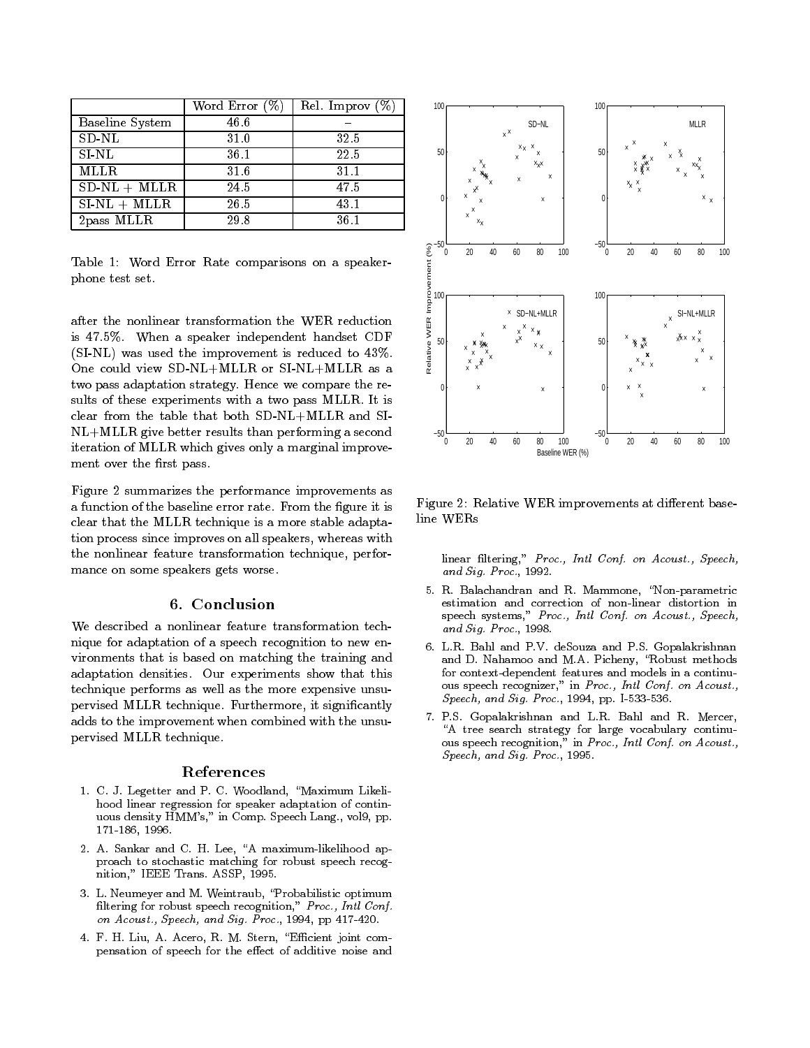|  | Word Error (%) | Rel. Improv (%) |
|---|---|---|
| Baseline System | 46.6 | – |
| SD-NL | 31.0 | 32.5 |
| SI-NL | 36.1 | 22.5 |
| MLLR | 31.6 | 31.1 |
| SD-NL + MLLR | 24.5 | 47.5 |
| SI-NL + MLLR | 26.5 | 43.1 |
| 2pass MLLR | 29.8 | 36.1 |

Table 1: Word Error Rate comparisons on a speakerphone test set.

after the nonlinear transformation the WER reduction is 47.5%. When a speaker independent handset CDF (SI-NL) was used the improvement is reduced to 43%. One could view SD-NL+MLLR or SI-NL+MLLR as a two pass adaptation strategy. Hence we compare the results of these experiments with a two pass MLLR. It is clear from the table that both SD-NL+MLLR and SI-NL+MLLR give better results than performing a second iteration of MLLR which gives only a marginal improvement over the first pass.

Figure 2 summarizes the performance improvements as a function of the baseline error rate. From the figure it is clear that the MLLR technique is a more stable adaptation process since improves on all speakers, whereas with the nonlinear feature transformation technique, performance on some speakers gets worse.

SD–NL

MLLR

SD–NL+MLLR

SI–NL+MLLR

Relative WER Improvement (%)

Baseline WER (%)

Figure 2: Relative WER improvements at different baseline WERs

## 6. Conclusion

We described a nonlinear feature transformation technique for adaptation of a speech recognition to new environments that is based on matching the training and adaptation densities. Our experiments show that this technique performs as well as the more expensive unsupervised MLLR technique. Furthermore, it significantly adds to the improvement when combined with the unsupervised MLLR technique.

## References

1. C. J. Legetter and P. C. Woodland, "Maximum Likelihood linear regression for speaker adaptation of continuous density HMM's," in Comp. Speech Lang., vol9, pp. 171-186, 1996.
2. A. Sankar and C. H. Lee, "A maximum-likelihood approach to stochastic matching for robust speech recognition," IEEE Trans. ASSP, 1995.
3. L. Neumeyer and M. Weintraub, "Probabilistic optimum filtering for robust speech recognition," *Proc., Intl Conf. on Acoust., Speech, and Sig. Proc.*, 1994, pp 417-420.
4. F. H. Liu, A. Acero, R. M. Stern, "Efficient joint compensation of speech for the effect of additive noise and linear filtering," *Proc., Intl Conf. on Acoust., Speech, and Sig. Proc.*, 1992.
5. R. Balachandran and R. Mammone, "Non-parametric estimation and correction of non-linear distortion in speech systems," *Proc., Intl Conf. on Acoust., Speech, and Sig. Proc.*, 1998.
6. L.R. Bahl and P.V. deSouza and P.S. Gopalakrishnan and D. Nahamoo and M.A. Picheny, "Robust methods for context-dependent features and models in a continuous speech recognizer," in *Proc., Intl Conf. on Acoust., Speech, and Sig. Proc.*, 1994, pp. I-533-536.
7. P.S. Gopalakrishnan and L.R. Bahl and R. Mercer, "A tree search strategy for large vocabulary continuous speech recognition," in *Proc., Intl Conf. on Acoust., Speech, and Sig. Proc.*, 1995.